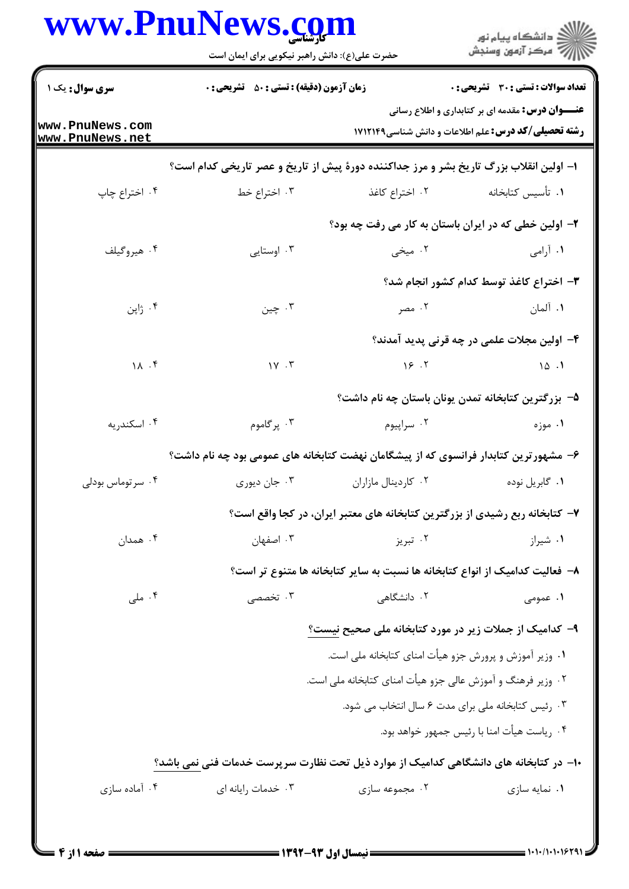**سری سوال:** یک ۱

**زمان آزمون (دقیقه) : تستی : ۵۰ تشریحی : ۰**

**تعداد سوالات : تستی : ۳۰ تشریحی : ۰**

**عنـــوان درس:** مقدمه ای بر کتابداری و اطلاع رسانی

**رشته تحصیلی/کد درس:** علم اطلاعات و دانش شناسی۱۷۱۲۱۴۹

**۱- اولین انقلاب بزرگ تاریخ بشر و مرز جداکننده دورهٔ پیش از تاریخ و عصر تاریخی کدام است؟**

۱. تأسیس کتابخانه
۲. اختراع کاغذ
۳. اختراع خط
۴. اختراع چاپ

**۲- اولین خطی که در ایران باستان به کار می رفت چه بود؟**

۱. آرامی
۲. میخی
۳. اوستایی
۴. هیروگیلف

**۳- اختراع کاغذ توسط کدام کشور انجام شد؟**

۱. آلمان
۲. مصر
۳. چین
۴. ژاپن

**۴- اولین مجلات علمی در چه قرنی پدید آمدند؟**

۱. ۱۵
۲. ۱۶
۳. ۱۷
۴. ۱۸

**۵- بزرگترین کتابخانه تمدن یونان باستان چه نام داشت؟**

۱. موزه
۲. سراپیوم
۳. پرگاموم
۴. اسکندریه

**۶- مشهورترین کتابدار فرانسوی که از پیشگامان نهضت کتابخانه های عمومی بود چه نام داشت؟**

۱. گابریل نوده
۲. کاردینال مازاران
۳. جان دیوری
۴. سرتوماس بودلی

**۷- کتابخانه ربع رشیدی از بزرگترین کتابخانه های معتبر ایران، در کجا واقع است؟**

۱. شیراز
۲. تبریز
۳. اصفهان
۴. همدان

**۸- فعالیت کدامیک از انواع کتابخانه ها نسبت به سایر کتابخانه ها متنوع تر است؟**

۱. عمومی
۲. دانشگاهی
۳. تخصصی
۴. ملی

**۹- کدامیک از جملات زیر در مورد کتابخانه ملی صحیح نیست؟**

۱. وزیر آموزش و پرورش جزو هیأت امنای کتابخانه ملی است.
۲. وزیر فرهنگ و آموزش عالی جزو هیأت امنای کتابخانه ملی است.
۳. رئیس کتابخانه ملی برای مدت ۶ سال انتخاب می شود.
۴. ریاست هیأت امنا با رئیس جمهور خواهد بود.

**۱۰- در کتابخانه های دانشگاهی کدامیک از موارد ذیل تحت نظارت سرپرست خدمات فنی نمی باشد؟**

۱. نمایه سازی
۲. مجموعه سازی
۳. خدمات رایانه ای
۴. آماده سازی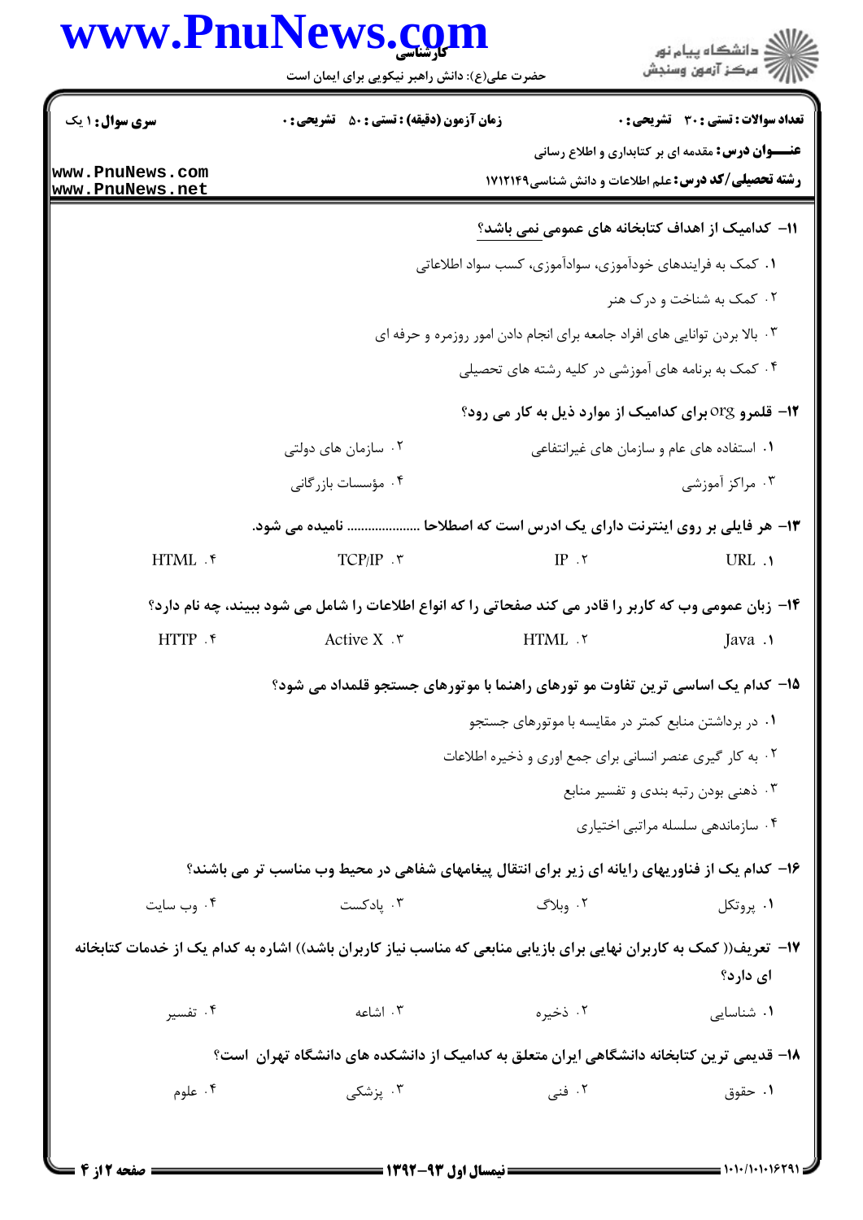**سری سوال:** ۱ یک

**زمان آزمون (دقیقه) : تستی :** ۵۰ **تشریحی :** ۰

**تعداد سوالات : تستی :** ۳۰ **تشریحی :** ۰

**عنـــوان درس:** مقدمه ای بر کتابداری و اطلاع رسانی

**رشته تحصیلی/کد درس:** علم اطلاعات و دانش شناسی۱۷۱۲۱۴۹

۱۱- کدامیک از اهداف کتابخانه های عمومی نمی باشد؟

۱. کمک به فرایندهای خودآموزی، سوادآموزی، کسب سواد اطلاعاتی

۲. کمک به شناخت و درک هنر

۳. بالا بردن توانایی های افراد جامعه برای انجام دادن امور روزمره و حرفه ای

۴. کمک به برنامه های آموزشی در کلیه رشته های تحصیلی

۱۲- قلمرو org برای کدامیک از موارد ذیل به کار می رود؟

۱. استفاده های عام و سازمان های غیرانتفاعی

۲. سازمان های دولتی

۳. مراکز آموزشی

۴. مؤسسات بازرگانی

۱۳- هر فایلی بر روی اینترنت دارای یک ادرس است که اصطلاحا ..................... نامیده می شود.

۱. URL

۲. IP

۳. TCP/IP

۴. HTML

۱۴- زبان عمومی وب که کاربر را قادر می کند صفحاتی را که انواع اطلاعات را شامل می شود ببیند، چه نام دارد؟

۱. Java

۲. HTML

۳. Active X

۴. HTTP

۱۵- کدام یک اساسی ترین تفاوت مو تورهای راهنما با موتورهای جستجو قلمداد می شود؟

۱. در برداشتن منابع کمتر در مقایسه با موتورهای جستجو

۲. به کار گیری عنصر انسانی برای جمع اوری و ذخیره اطلاعات

۳. ذهنی بودن رتبه بندی و تفسیر منابع

۴. سازماندهی سلسله مراتبی اختیاری

۱۶- کدام یک از فناوریهای رایانه ای زیر برای انتقال پیغامهای شفاهی در محیط وب مناسب تر می باشند؟

۱. پروتکل

۲. وبلاگ

۳. پادکست

۴. وب سایت

۱۷- تعریف(( کمک به کاربران نهایی برای بازیابی منابعی که مناسب نیاز کاربران باشد)) اشاره به کدام یک از خدمات کتابخانه ای دارد؟

۱. شناسایی

۲. ذخیره

۳. اشاعه

۴. تفسیر

۱۸- قدیمی ترین کتابخانه دانشگاهی ایران متعلق به کدامیک از دانشکده های دانشگاه تهران است؟

۱. حقوق

۲. فنی

۳. پزشکی

۴. علوم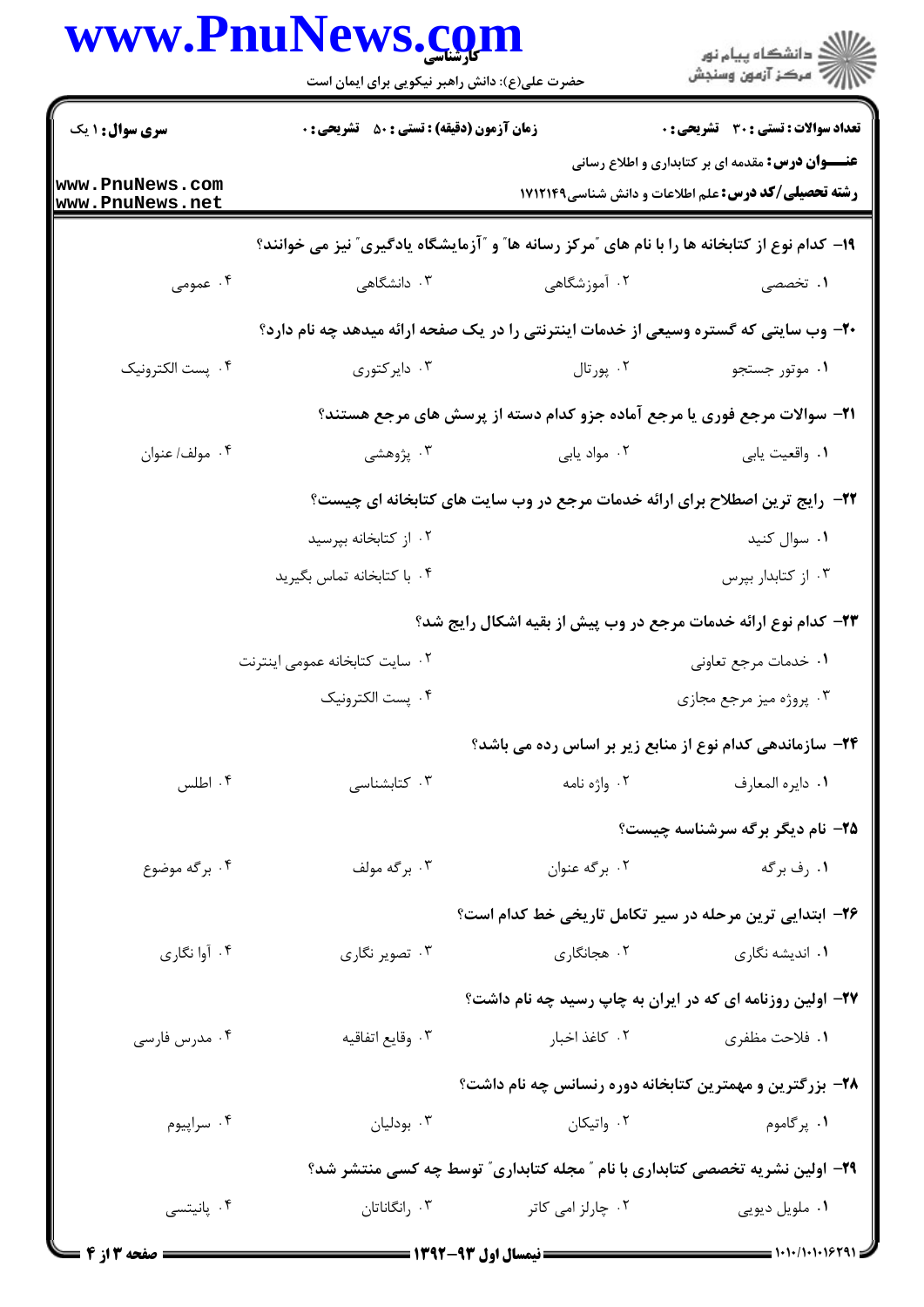سری سوال: ۱ یک | زمان آزمون (دقیقه): تستی: ۵۰ تشریحی: ۰ | تعداد سوالات: تستی: ۳۰ تشریحی: ۰

**عنـــوان درس:** مقدمه ای بر کتابداری و اطلاع رسانی

**رشته تحصیلی/کد درس:** علم اطلاعات و دانش شناسی ۱۷۱۲۱۴۹

**۱۹- کدام نوع از کتابخانه ها را با نام های "مرکز رسانه ها" و "آزمایشگاه یادگیری" نیز می خوانند؟**

۱. تخصصی ۲. آموزشگاهی ۳. دانشگاهی ۴. عمومی

**۲۰- وب سایتی که گستره وسیعی از خدمات اینترنتی را در یک صفحه ارائه میدهد چه نام دارد؟**

۱. موتور جستجو ۲. پورتال ۳. دایرکتوری ۴. پست الکترونیک

**۲۱- سوالات مرجع فوری یا مرجع آماده جزو کدام دسته از پرسش های مرجع هستند؟**

۱. واقعیت یابی ۲. مواد یابی ۳. پژوهشی ۴. مولف/ عنوان

**۲۲- رایج ترین اصطلاح برای ارائه خدمات مرجع در وب سایت های کتابخانه ای چیست؟**

۱. سوال کنید ۲. از کتابخانه بپرسید

۳. از کتابدار بپرس ۴. با کتابخانه تماس بگیرید

**۲۳- کدام نوع ارائه خدمات مرجع در وب پیش از بقیه اشکال رایج شد؟**

۱. خدمات مرجع تعاونی ۲. سایت کتابخانه عمومی اینترنت

۳. پروژه میز مرجع مجازی ۴. پست الکترونیک

**۲۴- سازماندهی کدام نوع از منابع زیر بر اساس رده می باشد؟**

۱. دایره المعارف ۲. واژه نامه ۳. کتابشناسی ۴. اطلس

**۲۵- نام دیگر برگه سرشناسه چیست؟**

۱. رف برگه ۲. برگه عنوان ۳. برگه مولف ۴. برگه موضوع

**۲۶- ابتدایی ترین مرحله در سیر تکامل تاریخی خط کدام است؟**

۱. اندیشه نگاری ۲. هجانگاری ۳. تصویر نگاری ۴. آوا نگاری

**۲۷- اولین روزنامه ای که در ایران به چاپ رسید چه نام داشت؟**

۱. فلاحت مظفری ۲. کاغذ اخبار ۳. وقایع اتفاقیه ۴. مدرس فارسی

**۲۸- بزرگترین و مهمترین کتابخانه دوره رنسانس چه نام داشت؟**

۱. پرگاموم ۲. واتیکان ۳. بودلیان ۴. سراپیوم

**۲۹- اولین نشریه تخصصی کتابداری با نام " مجله کتابداری" توسط چه کسی منتشر شد؟**

۱. ملویل دیویی ۲. چارلز امی کاتر ۳. رانگاناتان ۴. پانیتسی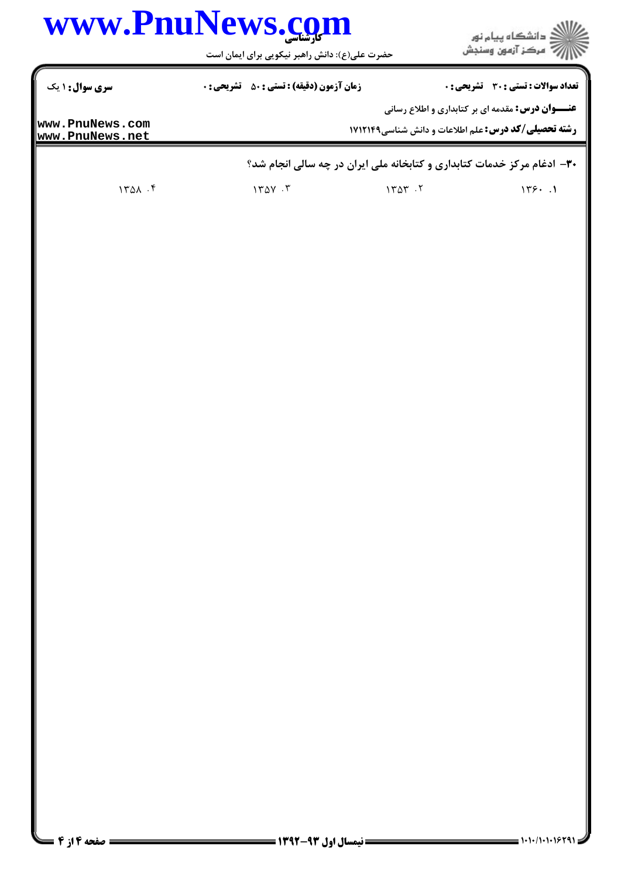**۳۰- ادغام مرکز خدمات کتابداری و کتابخانه ملی ایران در چه سالی انجام شد؟**

۱. ۱۳۶۰

۲. ۱۳۵۳

۳. ۱۳۵۷

۴. ۱۳۵۸